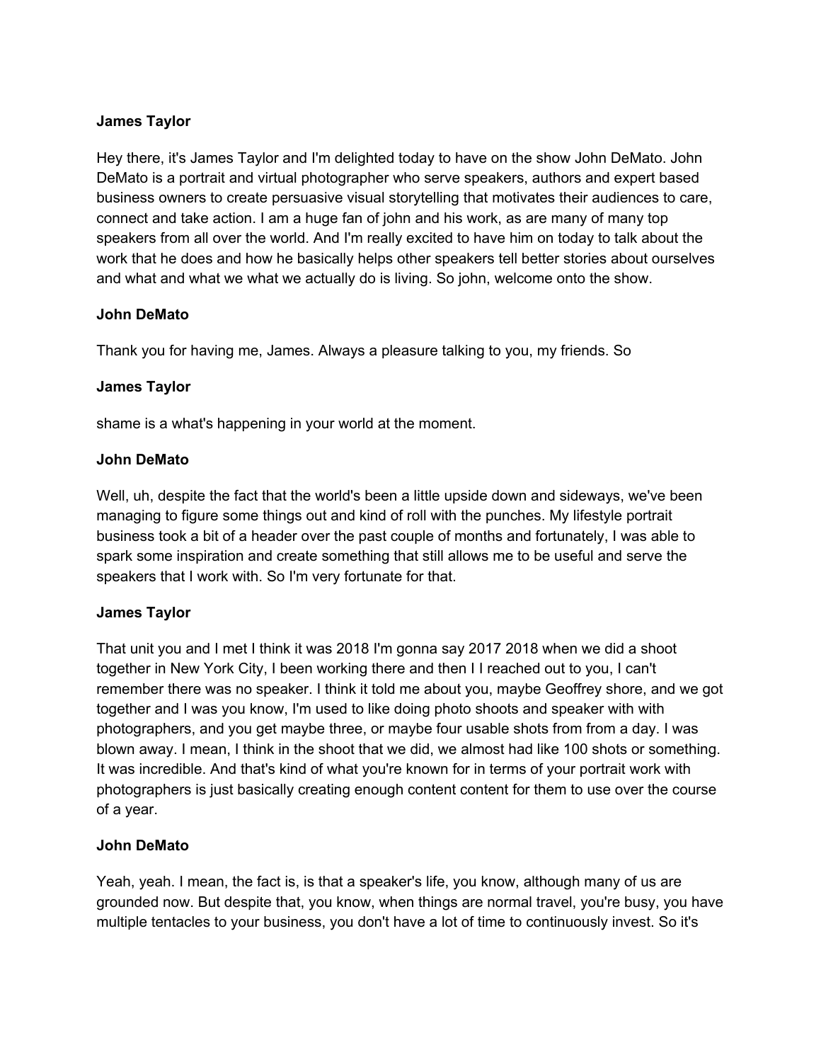**James Taylor**

Hey there, it's James Taylor and I'm delighted today to have on the show John DeMato. John DeMato is a portrait and virtual photographer who serve speakers, authors and expert based business owners to create persuasive visual storytelling that motivates their audiences to care, connect and take action. I am a huge fan of john and his work, as are many of many top speakers from all over the world. And I'm really excited to have him on today to talk about the work that he does and how he basically helps other speakers tell better stories about ourselves and what and what we what we actually do is living. So john, welcome onto the show.

**John DeMato**

Thank you for having me, James. Always a pleasure talking to you, my friends. So

**James Taylor**

shame is a what's happening in your world at the moment.

**John DeMato**

Well, uh, despite the fact that the world's been a little upside down and sideways, we've been managing to figure some things out and kind of roll with the punches. My lifestyle portrait business took a bit of a header over the past couple of months and fortunately, I was able to spark some inspiration and create something that still allows me to be useful and serve the speakers that I work with. So I'm very fortunate for that.

**James Taylor**

That unit you and I met I think it was 2018 I'm gonna say 2017 2018 when we did a shoot together in New York City, I been working there and then I I reached out to you, I can't remember there was no speaker. I think it told me about you, maybe Geoffrey shore, and we got together and I was you know, I'm used to like doing photo shoots and speaker with with photographers, and you get maybe three, or maybe four usable shots from from a day. I was blown away. I mean, I think in the shoot that we did, we almost had like 100 shots or something. It was incredible. And that's kind of what you're known for in terms of your portrait work with photographers is just basically creating enough content content for them to use over the course of a year.

**John DeMato**

Yeah, yeah. I mean, the fact is, is that a speaker's life, you know, although many of us are grounded now. But despite that, you know, when things are normal travel, you're busy, you have multiple tentacles to your business, you don't have a lot of time to continuously invest. So it's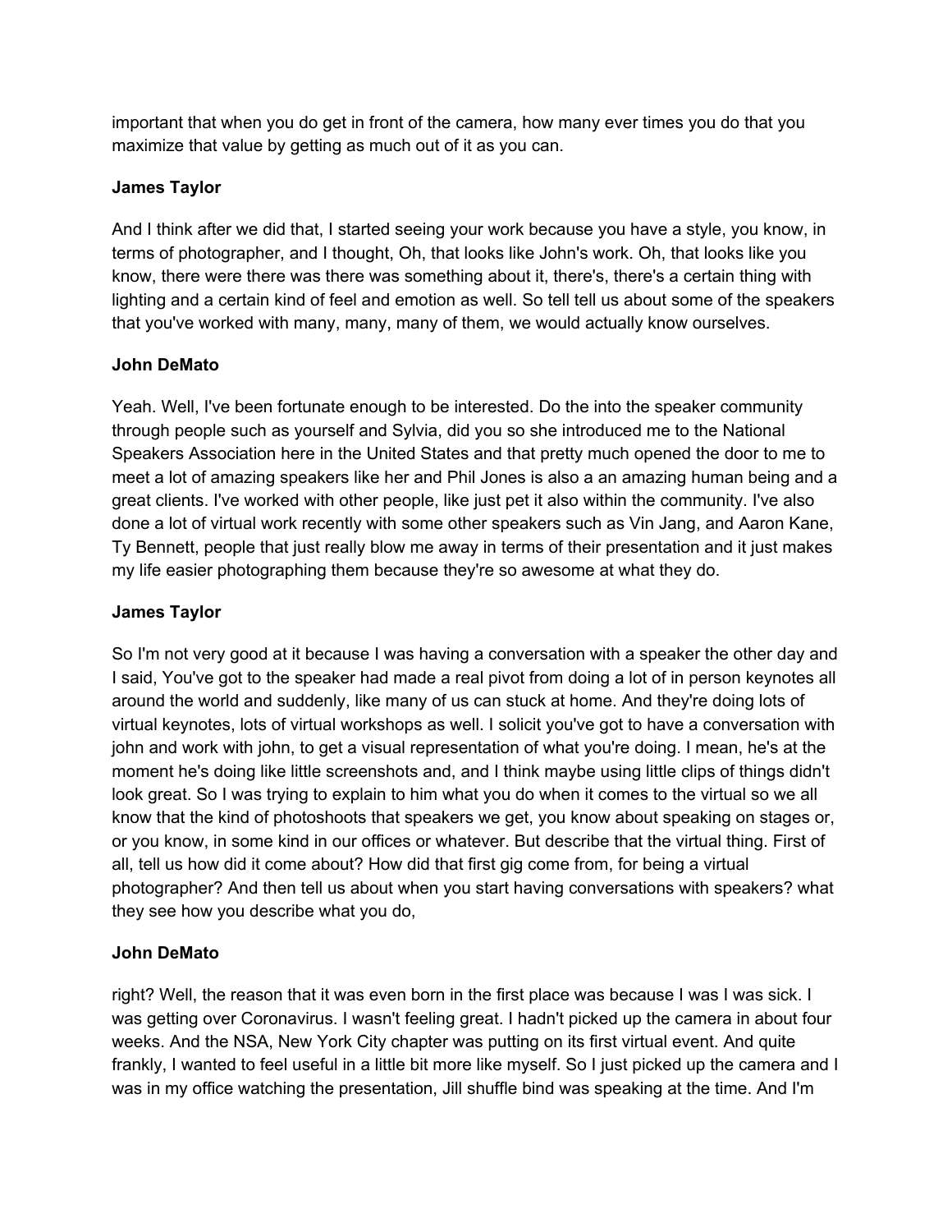important that when you do get in front of the camera, how many ever times you do that you maximize that value by getting as much out of it as you can.

**James Taylor**

And I think after we did that, I started seeing your work because you have a style, you know, in terms of photographer, and I thought, Oh, that looks like John's work. Oh, that looks like you know, there were there was there was something about it, there's, there's a certain thing with lighting and a certain kind of feel and emotion as well. So tell tell us about some of the speakers that you've worked with many, many, many of them, we would actually know ourselves.

**John DeMato**

Yeah. Well, I've been fortunate enough to be interested. Do the into the speaker community through people such as yourself and Sylvia, did you so she introduced me to the National Speakers Association here in the United States and that pretty much opened the door to me to meet a lot of amazing speakers like her and Phil Jones is also a an amazing human being and a great clients. I've worked with other people, like just pet it also within the community. I've also done a lot of virtual work recently with some other speakers such as Vin Jang, and Aaron Kane, Ty Bennett, people that just really blow me away in terms of their presentation and it just makes my life easier photographing them because they're so awesome at what they do.

**James Taylor**

So I'm not very good at it because I was having a conversation with a speaker the other day and I said, You've got to the speaker had made a real pivot from doing a lot of in person keynotes all around the world and suddenly, like many of us can stuck at home. And they're doing lots of virtual keynotes, lots of virtual workshops as well. I solicit you've got to have a conversation with john and work with john, to get a visual representation of what you're doing. I mean, he's at the moment he's doing like little screenshots and, and I think maybe using little clips of things didn't look great. So I was trying to explain to him what you do when it comes to the virtual so we all know that the kind of photoshoots that speakers we get, you know about speaking on stages or, or you know, in some kind in our offices or whatever. But describe that the virtual thing. First of all, tell us how did it come about? How did that first gig come from, for being a virtual photographer? And then tell us about when you start having conversations with speakers? what they see how you describe what you do,

**John DeMato**

right? Well, the reason that it was even born in the first place was because I was I was sick. I was getting over Coronavirus. I wasn't feeling great. I hadn't picked up the camera in about four weeks. And the NSA, New York City chapter was putting on its first virtual event. And quite frankly, I wanted to feel useful in a little bit more like myself. So I just picked up the camera and I was in my office watching the presentation, Jill shuffle bind was speaking at the time. And I'm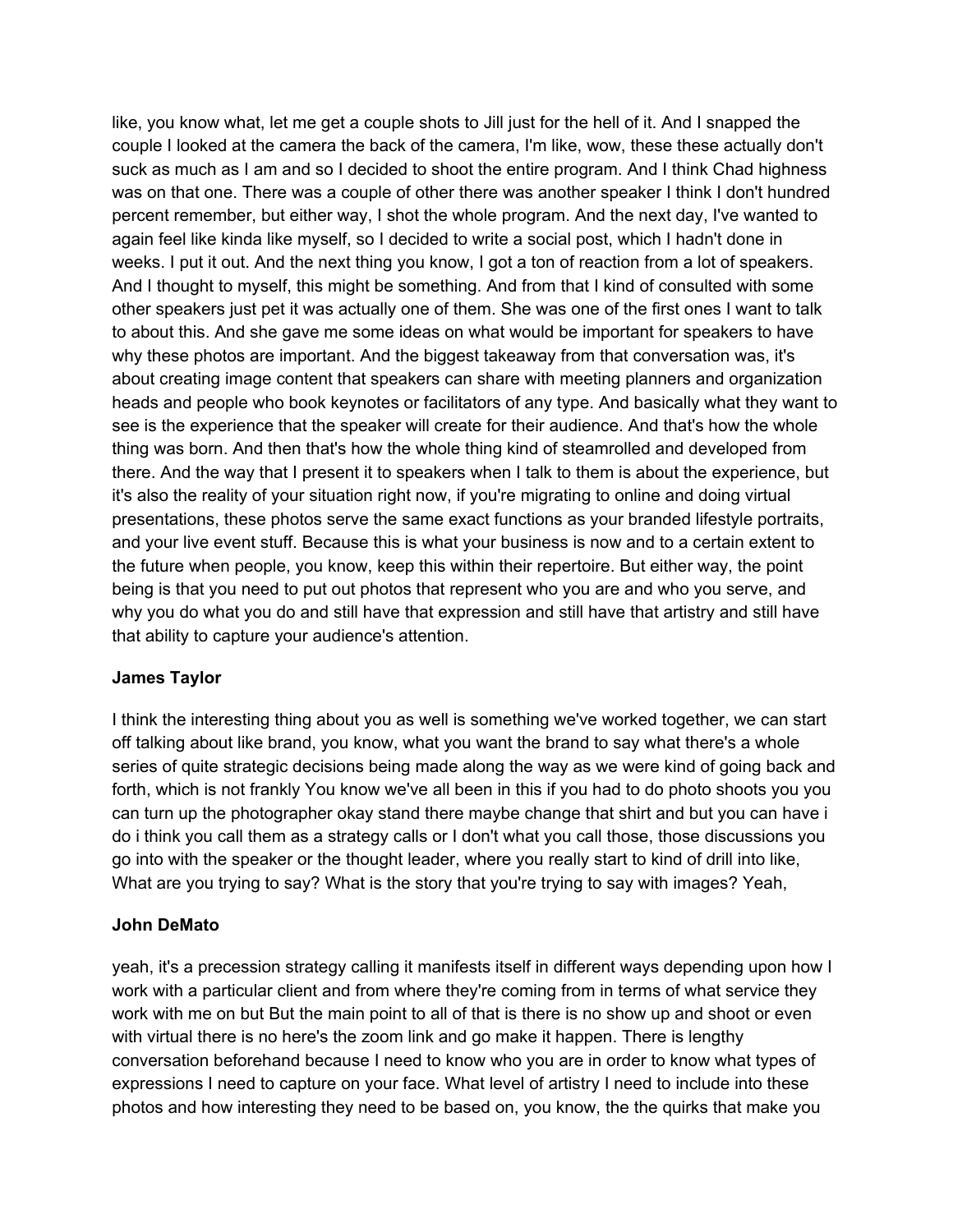like, you know what, let me get a couple shots to Jill just for the hell of it. And I snapped the couple I looked at the camera the back of the camera, I'm like, wow, these these actually don't suck as much as I am and so I decided to shoot the entire program. And I think Chad highness was on that one. There was a couple of other there was another speaker I think I don't hundred percent remember, but either way, I shot the whole program. And the next day, I've wanted to again feel like kinda like myself, so I decided to write a social post, which I hadn't done in weeks. I put it out. And the next thing you know, I got a ton of reaction from a lot of speakers. And I thought to myself, this might be something. And from that I kind of consulted with some other speakers just pet it was actually one of them. She was one of the first ones I want to talk to about this. And she gave me some ideas on what would be important for speakers to have why these photos are important. And the biggest takeaway from that conversation was, it's about creating image content that speakers can share with meeting planners and organization heads and people who book keynotes or facilitators of any type. And basically what they want to see is the experience that the speaker will create for their audience. And that's how the whole thing was born. And then that's how the whole thing kind of steamrolled and developed from there. And the way that I present it to speakers when I talk to them is about the experience, but it's also the reality of your situation right now, if you're migrating to online and doing virtual presentations, these photos serve the same exact functions as your branded lifestyle portraits, and your live event stuff. Because this is what your business is now and to a certain extent to the future when people, you know, keep this within their repertoire. But either way, the point being is that you need to put out photos that represent who you are and who you serve, and why you do what you do and still have that expression and still have that artistry and still have that ability to capture your audience's attention.

**James Taylor**

I think the interesting thing about you as well is something we've worked together, we can start off talking about like brand, you know, what you want the brand to say what there's a whole series of quite strategic decisions being made along the way as we were kind of going back and forth, which is not frankly You know we've all been in this if you had to do photo shoots you you can turn up the photographer okay stand there maybe change that shirt and but you can have i do i think you call them as a strategy calls or I don't what you call those, those discussions you go into with the speaker or the thought leader, where you really start to kind of drill into like, What are you trying to say? What is the story that you're trying to say with images? Yeah,

**John DeMato**

yeah, it's a precession strategy calling it manifests itself in different ways depending upon how I work with a particular client and from where they're coming from in terms of what service they work with me on but But the main point to all of that is there is no show up and shoot or even with virtual there is no here's the zoom link and go make it happen. There is lengthy conversation beforehand because I need to know who you are in order to know what types of expressions I need to capture on your face. What level of artistry I need to include into these photos and how interesting they need to be based on, you know, the the quirks that make you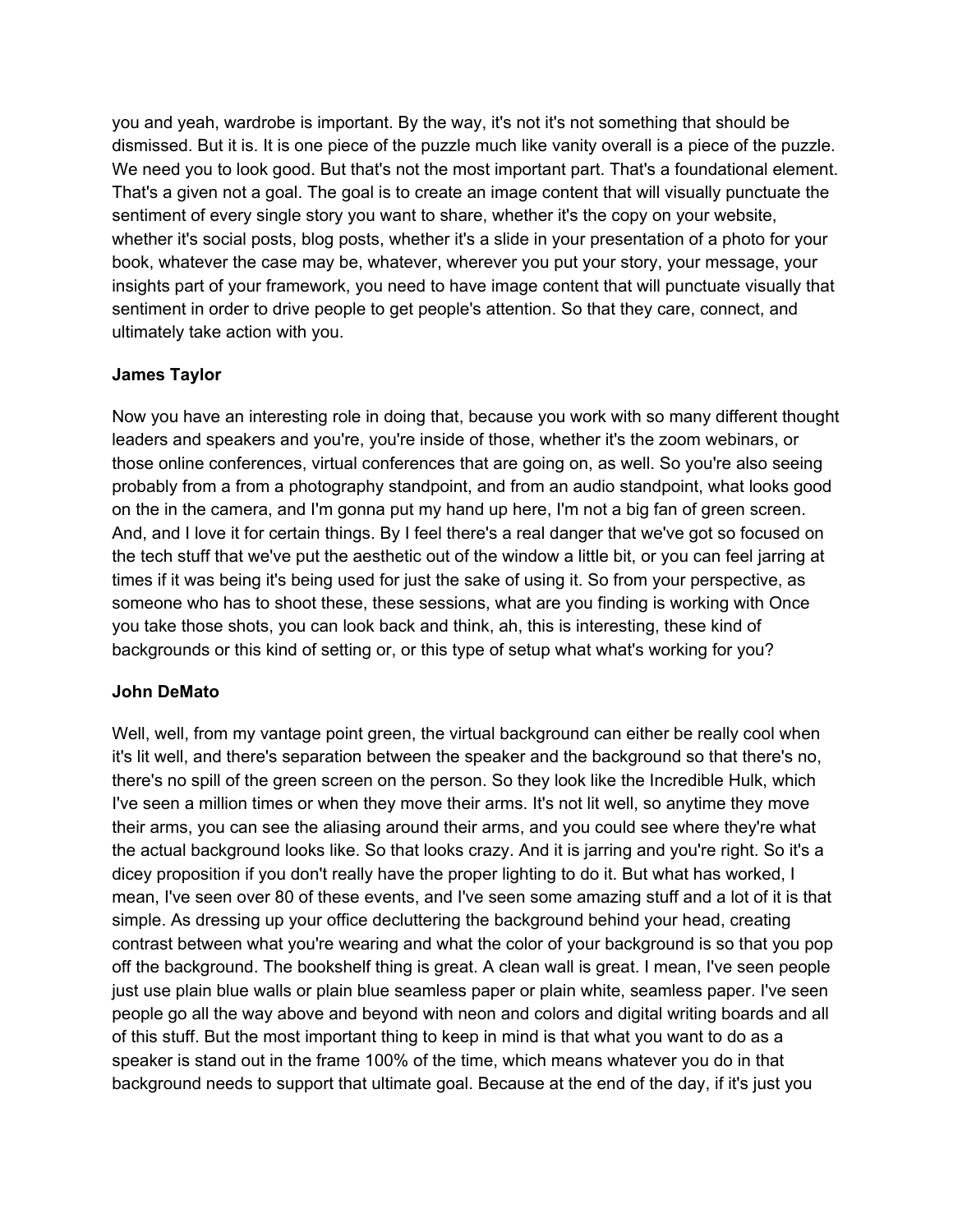you and yeah, wardrobe is important. By the way, it's not it's not something that should be dismissed. But it is. It is one piece of the puzzle much like vanity overall is a piece of the puzzle. We need you to look good. But that's not the most important part. That's a foundational element. That's a given not a goal. The goal is to create an image content that will visually punctuate the sentiment of every single story you want to share, whether it's the copy on your website, whether it's social posts, blog posts, whether it's a slide in your presentation of a photo for your book, whatever the case may be, whatever, wherever you put your story, your message, your insights part of your framework, you need to have image content that will punctuate visually that sentiment in order to drive people to get people's attention. So that they care, connect, and ultimately take action with you.

**James Taylor**

Now you have an interesting role in doing that, because you work with so many different thought leaders and speakers and you're, you're inside of those, whether it's the zoom webinars, or those online conferences, virtual conferences that are going on, as well. So you're also seeing probably from a from a photography standpoint, and from an audio standpoint, what looks good on the in the camera, and I'm gonna put my hand up here, I'm not a big fan of green screen. And, and I love it for certain things. By I feel there's a real danger that we've got so focused on the tech stuff that we've put the aesthetic out of the window a little bit, or you can feel jarring at times if it was being it's being used for just the sake of using it. So from your perspective, as someone who has to shoot these, these sessions, what are you finding is working with Once you take those shots, you can look back and think, ah, this is interesting, these kind of backgrounds or this kind of setting or, or this type of setup what what's working for you?

**John DeMato**

Well, well, from my vantage point green, the virtual background can either be really cool when it's lit well, and there's separation between the speaker and the background so that there's no, there's no spill of the green screen on the person. So they look like the Incredible Hulk, which I've seen a million times or when they move their arms. It's not lit well, so anytime they move their arms, you can see the aliasing around their arms, and you could see where they're what the actual background looks like. So that looks crazy. And it is jarring and you're right. So it's a dicey proposition if you don't really have the proper lighting to do it. But what has worked, I mean, I've seen over 80 of these events, and I've seen some amazing stuff and a lot of it is that simple. As dressing up your office decluttering the background behind your head, creating contrast between what you're wearing and what the color of your background is so that you pop off the background. The bookshelf thing is great. A clean wall is great. I mean, I've seen people just use plain blue walls or plain blue seamless paper or plain white, seamless paper. I've seen people go all the way above and beyond with neon and colors and digital writing boards and all of this stuff. But the most important thing to keep in mind is that what you want to do as a speaker is stand out in the frame 100% of the time, which means whatever you do in that background needs to support that ultimate goal. Because at the end of the day, if it's just you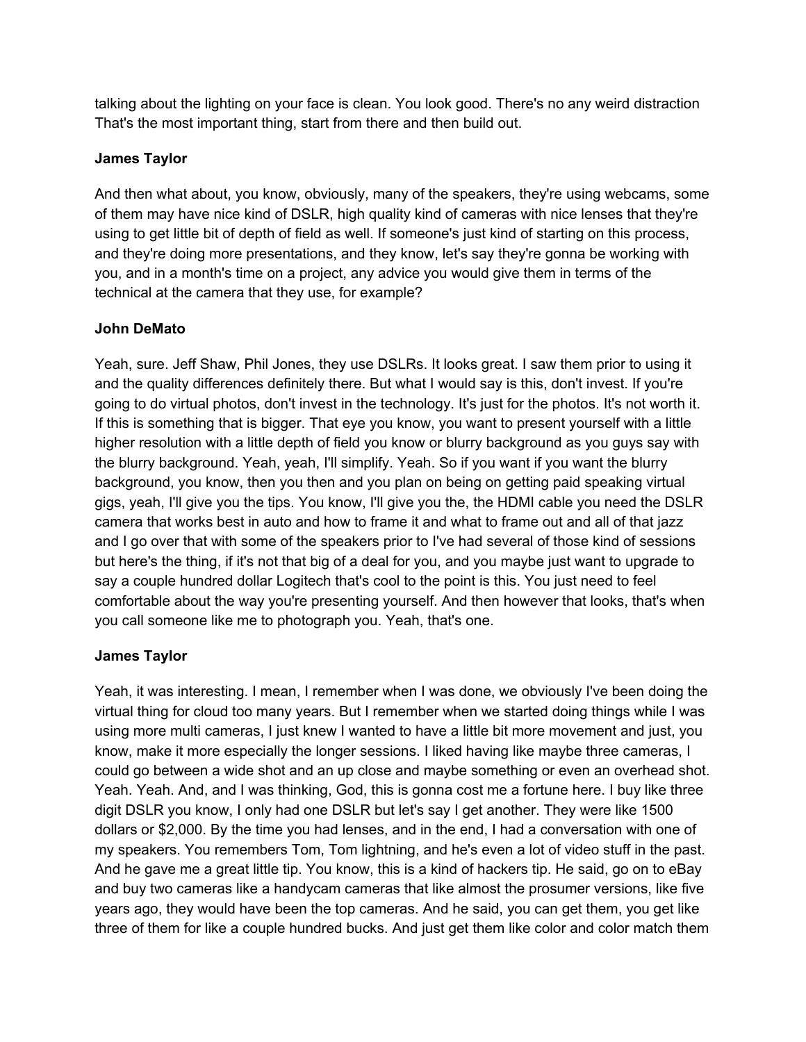talking about the lighting on your face is clean. You look good. There's no any weird distraction That's the most important thing, start from there and then build out.

**James Taylor**

And then what about, you know, obviously, many of the speakers, they're using webcams, some of them may have nice kind of DSLR, high quality kind of cameras with nice lenses that they're using to get little bit of depth of field as well. If someone's just kind of starting on this process, and they're doing more presentations, and they know, let's say they're gonna be working with you, and in a month's time on a project, any advice you would give them in terms of the technical at the camera that they use, for example?

**John DeMato**

Yeah, sure. Jeff Shaw, Phil Jones, they use DSLRs. It looks great. I saw them prior to using it and the quality differences definitely there. But what I would say is this, don't invest. If you're going to do virtual photos, don't invest in the technology. It's just for the photos. It's not worth it. If this is something that is bigger. That eye you know, you want to present yourself with a little higher resolution with a little depth of field you know or blurry background as you guys say with the blurry background. Yeah, yeah, I'll simplify. Yeah. So if you want if you want the blurry background, you know, then you then and you plan on being on getting paid speaking virtual gigs, yeah, I'll give you the tips. You know, I'll give you the, the HDMI cable you need the DSLR camera that works best in auto and how to frame it and what to frame out and all of that jazz and I go over that with some of the speakers prior to I've had several of those kind of sessions but here's the thing, if it's not that big of a deal for you, and you maybe just want to upgrade to say a couple hundred dollar Logitech that's cool to the point is this. You just need to feel comfortable about the way you're presenting yourself. And then however that looks, that's when you call someone like me to photograph you. Yeah, that's one.

**James Taylor**

Yeah, it was interesting. I mean, I remember when I was done, we obviously I've been doing the virtual thing for cloud too many years. But I remember when we started doing things while I was using more multi cameras, I just knew I wanted to have a little bit more movement and just, you know, make it more especially the longer sessions. I liked having like maybe three cameras, I could go between a wide shot and an up close and maybe something or even an overhead shot. Yeah. Yeah. And, and I was thinking, God, this is gonna cost me a fortune here. I buy like three digit DSLR you know, I only had one DSLR but let's say I get another. They were like 1500 dollars or $2,000. By the time you had lenses, and in the end, I had a conversation with one of my speakers. You remembers Tom, Tom lightning, and he's even a lot of video stuff in the past. And he gave me a great little tip. You know, this is a kind of hackers tip. He said, go on to eBay and buy two cameras like a handycam cameras that like almost the prosumer versions, like five years ago, they would have been the top cameras. And he said, you can get them, you get like three of them for like a couple hundred bucks. And just get them like color and color match them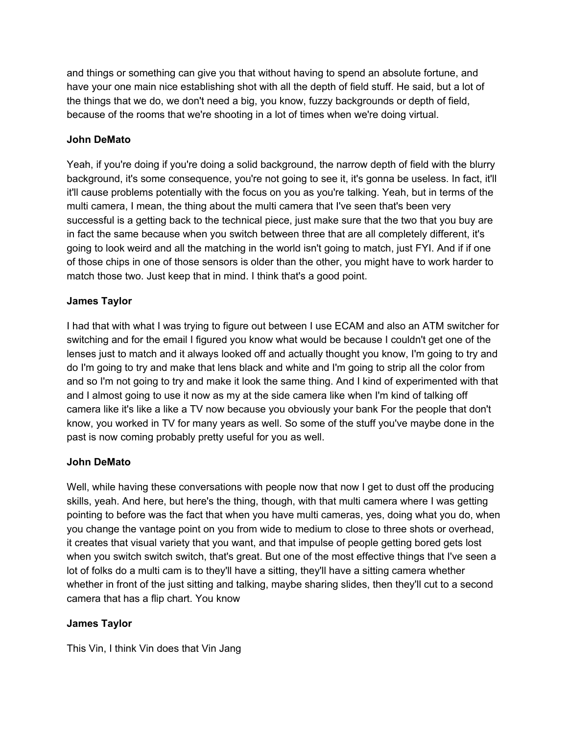and things or something can give you that without having to spend an absolute fortune, and have your one main nice establishing shot with all the depth of field stuff. He said, but a lot of the things that we do, we don't need a big, you know, fuzzy backgrounds or depth of field, because of the rooms that we're shooting in a lot of times when we're doing virtual.

**John DeMato**

Yeah, if you're doing if you're doing a solid background, the narrow depth of field with the blurry background, it's some consequence, you're not going to see it, it's gonna be useless. In fact, it'll it'll cause problems potentially with the focus on you as you're talking. Yeah, but in terms of the multi camera, I mean, the thing about the multi camera that I've seen that's been very successful is a getting back to the technical piece, just make sure that the two that you buy are in fact the same because when you switch between three that are all completely different, it's going to look weird and all the matching in the world isn't going to match, just FYI. And if if one of those chips in one of those sensors is older than the other, you might have to work harder to match those two. Just keep that in mind. I think that's a good point.

**James Taylor**

I had that with what I was trying to figure out between I use ECAM and also an ATM switcher for switching and for the email I figured you know what would be because I couldn't get one of the lenses just to match and it always looked off and actually thought you know, I'm going to try and do I'm going to try and make that lens black and white and I'm going to strip all the color from and so I'm not going to try and make it look the same thing. And I kind of experimented with that and I almost going to use it now as my at the side camera like when I'm kind of talking off camera like it's like a like a TV now because you obviously your bank For the people that don't know, you worked in TV for many years as well. So some of the stuff you've maybe done in the past is now coming probably pretty useful for you as well.

**John DeMato**

Well, while having these conversations with people now that now I get to dust off the producing skills, yeah. And here, but here's the thing, though, with that multi camera where I was getting pointing to before was the fact that when you have multi cameras, yes, doing what you do, when you change the vantage point on you from wide to medium to close to three shots or overhead, it creates that visual variety that you want, and that impulse of people getting bored gets lost when you switch switch switch, that's great. But one of the most effective things that I've seen a lot of folks do a multi cam is to they'll have a sitting, they'll have a sitting camera whether whether in front of the just sitting and talking, maybe sharing slides, then they'll cut to a second camera that has a flip chart. You know

**James Taylor**

This Vin, I think Vin does that Vin Jang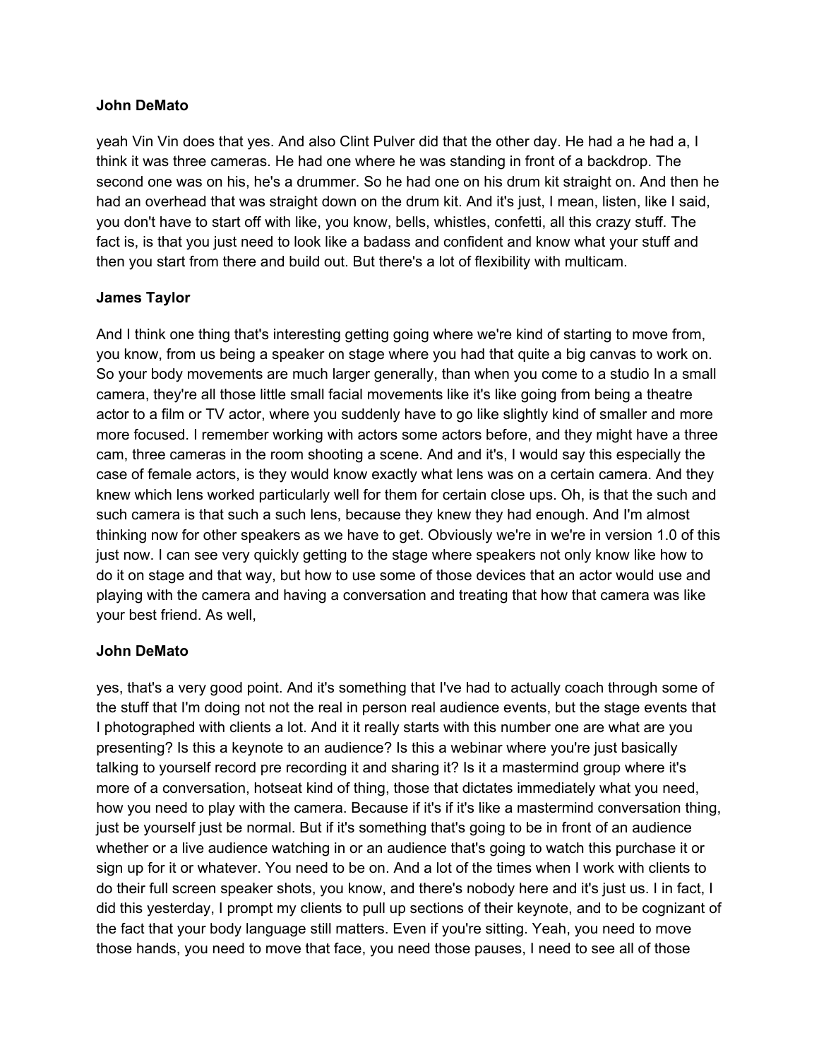**John DeMato**

yeah Vin Vin does that yes. And also Clint Pulver did that the other day. He had a he had a, I think it was three cameras. He had one where he was standing in front of a backdrop. The second one was on his, he's a drummer. So he had one on his drum kit straight on. And then he had an overhead that was straight down on the drum kit. And it's just, I mean, listen, like I said, you don't have to start off with like, you know, bells, whistles, confetti, all this crazy stuff. The fact is, is that you just need to look like a badass and confident and know what your stuff and then you start from there and build out. But there's a lot of flexibility with multicam.

**James Taylor**

And I think one thing that's interesting getting going where we're kind of starting to move from, you know, from us being a speaker on stage where you had that quite a big canvas to work on. So your body movements are much larger generally, than when you come to a studio In a small camera, they're all those little small facial movements like it's like going from being a theatre actor to a film or TV actor, where you suddenly have to go like slightly kind of smaller and more more focused. I remember working with actors some actors before, and they might have a three cam, three cameras in the room shooting a scene. And and it's, I would say this especially the case of female actors, is they would know exactly what lens was on a certain camera. And they knew which lens worked particularly well for them for certain close ups. Oh, is that the such and such camera is that such a such lens, because they knew they had enough. And I'm almost thinking now for other speakers as we have to get. Obviously we're in we're in version 1.0 of this just now. I can see very quickly getting to the stage where speakers not only know like how to do it on stage and that way, but how to use some of those devices that an actor would use and playing with the camera and having a conversation and treating that how that camera was like your best friend. As well,

**John DeMato**

yes, that's a very good point. And it's something that I've had to actually coach through some of the stuff that I'm doing not not the real in person real audience events, but the stage events that I photographed with clients a lot. And it it really starts with this number one are what are you presenting? Is this a keynote to an audience? Is this a webinar where you're just basically talking to yourself record pre recording it and sharing it? Is it a mastermind group where it's more of a conversation, hotseat kind of thing, those that dictates immediately what you need, how you need to play with the camera. Because if it's if it's like a mastermind conversation thing, just be yourself just be normal. But if it's something that's going to be in front of an audience whether or a live audience watching in or an audience that's going to watch this purchase it or sign up for it or whatever. You need to be on. And a lot of the times when I work with clients to do their full screen speaker shots, you know, and there's nobody here and it's just us. I in fact, I did this yesterday, I prompt my clients to pull up sections of their keynote, and to be cognizant of the fact that your body language still matters. Even if you're sitting. Yeah, you need to move those hands, you need to move that face, you need those pauses, I need to see all of those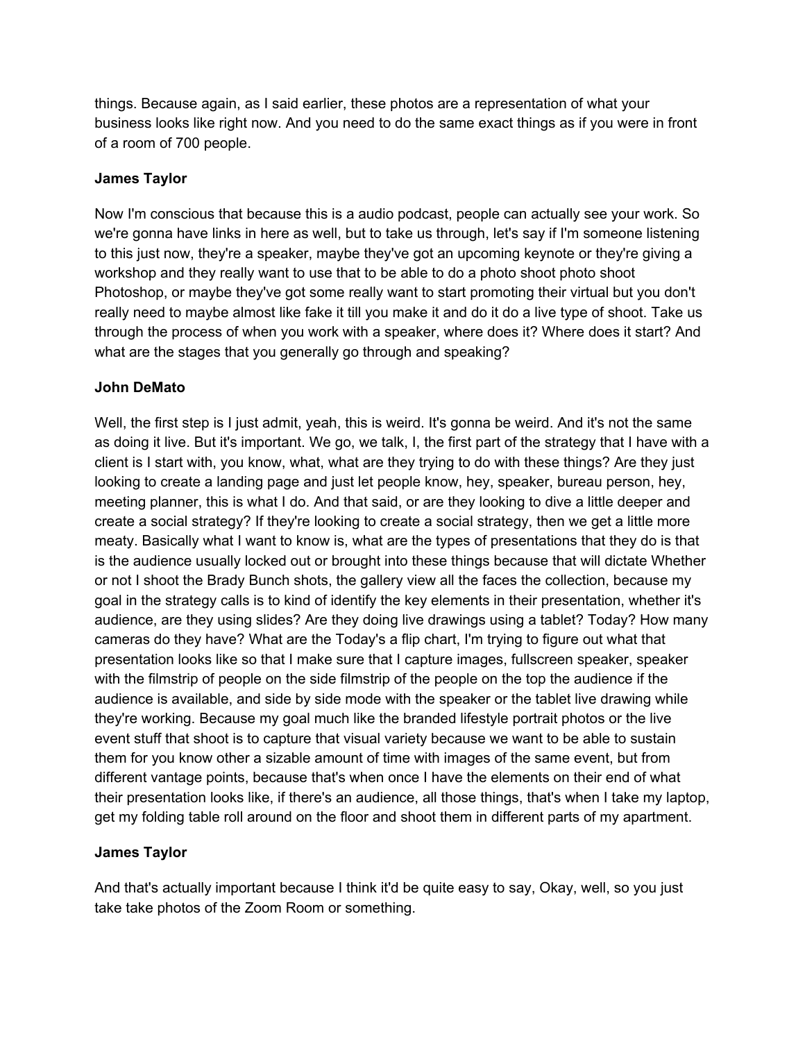things. Because again, as I said earlier, these photos are a representation of what your business looks like right now. And you need to do the same exact things as if you were in front of a room of 700 people.

**James Taylor**

Now I'm conscious that because this is a audio podcast, people can actually see your work. So we're gonna have links in here as well, but to take us through, let's say if I'm someone listening to this just now, they're a speaker, maybe they've got an upcoming keynote or they're giving a workshop and they really want to use that to be able to do a photo shoot photo shoot Photoshop, or maybe they've got some really want to start promoting their virtual but you don't really need to maybe almost like fake it till you make it and do it do a live type of shoot. Take us through the process of when you work with a speaker, where does it? Where does it start? And what are the stages that you generally go through and speaking?

**John DeMato**

Well, the first step is I just admit, yeah, this is weird. It's gonna be weird. And it's not the same as doing it live. But it's important. We go, we talk, I, the first part of the strategy that I have with a client is I start with, you know, what, what are they trying to do with these things? Are they just looking to create a landing page and just let people know, hey, speaker, bureau person, hey, meeting planner, this is what I do. And that said, or are they looking to dive a little deeper and create a social strategy? If they're looking to create a social strategy, then we get a little more meaty. Basically what I want to know is, what are the types of presentations that they do is that is the audience usually locked out or brought into these things because that will dictate Whether or not I shoot the Brady Bunch shots, the gallery view all the faces the collection, because my goal in the strategy calls is to kind of identify the key elements in their presentation, whether it's audience, are they using slides? Are they doing live drawings using a tablet? Today? How many cameras do they have? What are the Today's a flip chart, I'm trying to figure out what that presentation looks like so that I make sure that I capture images, fullscreen speaker, speaker with the filmstrip of people on the side filmstrip of the people on the top the audience if the audience is available, and side by side mode with the speaker or the tablet live drawing while they're working. Because my goal much like the branded lifestyle portrait photos or the live event stuff that shoot is to capture that visual variety because we want to be able to sustain them for you know other a sizable amount of time with images of the same event, but from different vantage points, because that's when once I have the elements on their end of what their presentation looks like, if there's an audience, all those things, that's when I take my laptop, get my folding table roll around on the floor and shoot them in different parts of my apartment.

**James Taylor**

And that's actually important because I think it'd be quite easy to say, Okay, well, so you just take take photos of the Zoom Room or something.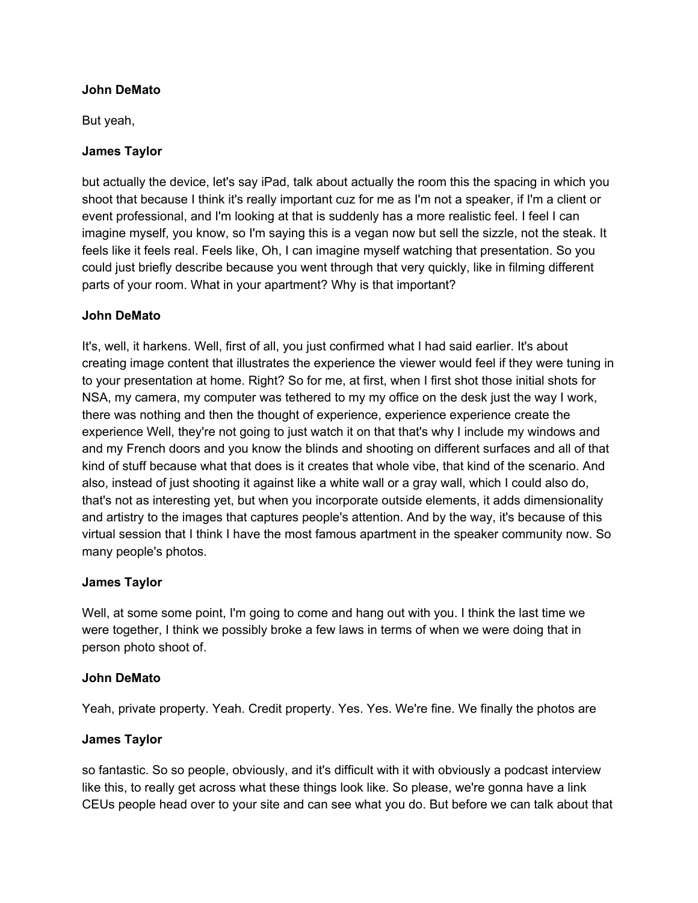**John DeMato**

But yeah,

**James Taylor**

but actually the device, let's say iPad, talk about actually the room this the spacing in which you shoot that because I think it's really important cuz for me as I'm not a speaker, if I'm a client or event professional, and I'm looking at that is suddenly has a more realistic feel. I feel I can imagine myself, you know, so I'm saying this is a vegan now but sell the sizzle, not the steak. It feels like it feels real. Feels like, Oh, I can imagine myself watching that presentation. So you could just briefly describe because you went through that very quickly, like in filming different parts of your room. What in your apartment? Why is that important?

**John DeMato**

It's, well, it harkens. Well, first of all, you just confirmed what I had said earlier. It's about creating image content that illustrates the experience the viewer would feel if they were tuning in to your presentation at home. Right? So for me, at first, when I first shot those initial shots for NSA, my camera, my computer was tethered to my my office on the desk just the way I work, there was nothing and then the thought of experience, experience experience create the experience Well, they're not going to just watch it on that that's why I include my windows and and my French doors and you know the blinds and shooting on different surfaces and all of that kind of stuff because what that does is it creates that whole vibe, that kind of the scenario. And also, instead of just shooting it against like a white wall or a gray wall, which I could also do, that's not as interesting yet, but when you incorporate outside elements, it adds dimensionality and artistry to the images that captures people's attention. And by the way, it's because of this virtual session that I think I have the most famous apartment in the speaker community now. So many people's photos.

**James Taylor**

Well, at some some point, I'm going to come and hang out with you. I think the last time we were together, I think we possibly broke a few laws in terms of when we were doing that in person photo shoot of.

**John DeMato**

Yeah, private property. Yeah. Credit property. Yes. Yes. We're fine. We finally the photos are

**James Taylor**

so fantastic. So so people, obviously, and it's difficult with it with obviously a podcast interview like this, to really get across what these things look like. So please, we're gonna have a link CEUs people head over to your site and can see what you do. But before we can talk about that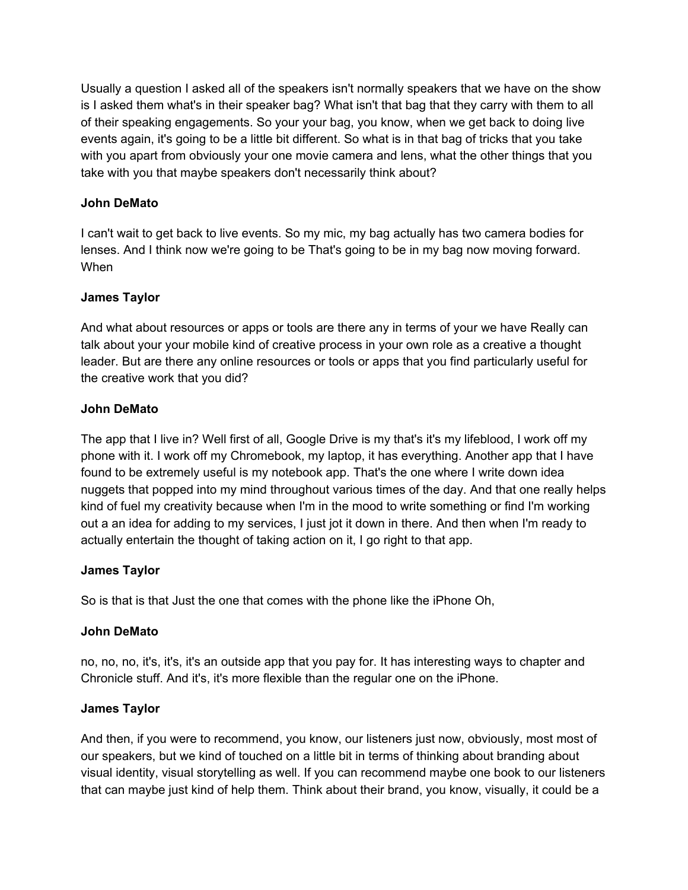Usually a question I asked all of the speakers isn't normally speakers that we have on the show is I asked them what's in their speaker bag? What isn't that bag that they carry with them to all of their speaking engagements. So your your bag, you know, when we get back to doing live events again, it's going to be a little bit different. So what is in that bag of tricks that you take with you apart from obviously your one movie camera and lens, what the other things that you take with you that maybe speakers don't necessarily think about?

**John DeMato**

I can't wait to get back to live events. So my mic, my bag actually has two camera bodies for lenses. And I think now we're going to be That's going to be in my bag now moving forward. When

**James Taylor**

And what about resources or apps or tools are there any in terms of your we have Really can talk about your your mobile kind of creative process in your own role as a creative a thought leader. But are there any online resources or tools or apps that you find particularly useful for the creative work that you did?

**John DeMato**

The app that I live in? Well first of all, Google Drive is my that's it's my lifeblood, I work off my phone with it. I work off my Chromebook, my laptop, it has everything. Another app that I have found to be extremely useful is my notebook app. That's the one where I write down idea nuggets that popped into my mind throughout various times of the day. And that one really helps kind of fuel my creativity because when I'm in the mood to write something or find I'm working out a an idea for adding to my services, I just jot it down in there. And then when I'm ready to actually entertain the thought of taking action on it, I go right to that app.

**James Taylor**

So is that is that Just the one that comes with the phone like the iPhone Oh,

**John DeMato**

no, no, no, it's, it's, it's an outside app that you pay for. It has interesting ways to chapter and Chronicle stuff. And it's, it's more flexible than the regular one on the iPhone.

**James Taylor**

And then, if you were to recommend, you know, our listeners just now, obviously, most most of our speakers, but we kind of touched on a little bit in terms of thinking about branding about visual identity, visual storytelling as well. If you can recommend maybe one book to our listeners that can maybe just kind of help them. Think about their brand, you know, visually, it could be a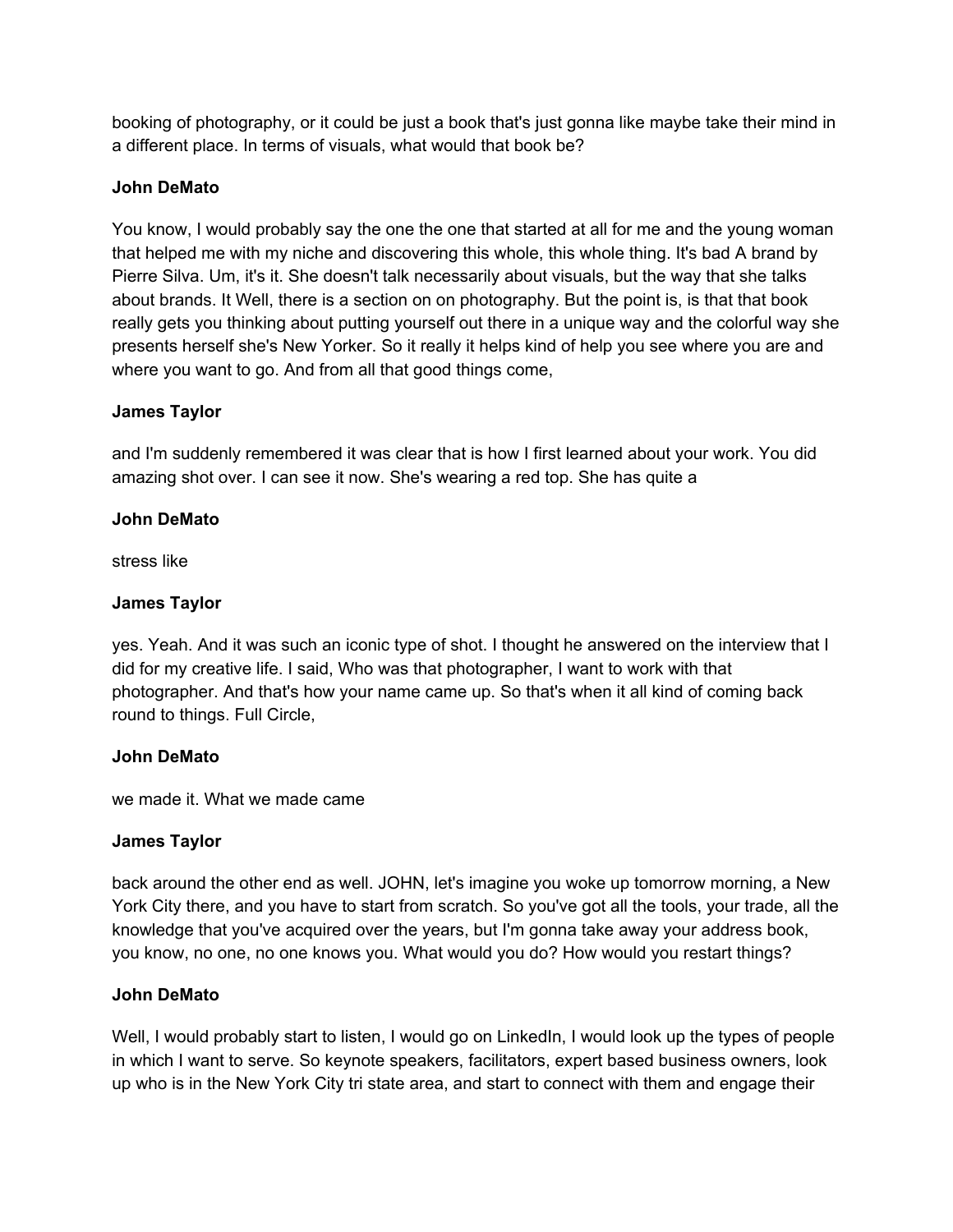booking of photography, or it could be just a book that's just gonna like maybe take their mind in a different place. In terms of visuals, what would that book be?

**John DeMato**

You know, I would probably say the one the one that started at all for me and the young woman that helped me with my niche and discovering this whole, this whole thing. It's bad A brand by Pierre Silva. Um, it's it. She doesn't talk necessarily about visuals, but the way that she talks about brands. It Well, there is a section on on photography. But the point is, is that that book really gets you thinking about putting yourself out there in a unique way and the colorful way she presents herself she's New Yorker. So it really it helps kind of help you see where you are and where you want to go. And from all that good things come,

**James Taylor**

and I'm suddenly remembered it was clear that is how I first learned about your work. You did amazing shot over. I can see it now. She's wearing a red top. She has quite a

**John DeMato**

stress like

**James Taylor**

yes. Yeah. And it was such an iconic type of shot. I thought he answered on the interview that I did for my creative life. I said, Who was that photographer, I want to work with that photographer. And that's how your name came up. So that's when it all kind of coming back round to things. Full Circle,

**John DeMato**

we made it. What we made came

**James Taylor**

back around the other end as well. JOHN, let's imagine you woke up tomorrow morning, a New York City there, and you have to start from scratch. So you've got all the tools, your trade, all the knowledge that you've acquired over the years, but I'm gonna take away your address book, you know, no one, no one knows you. What would you do? How would you restart things?

**John DeMato**

Well, I would probably start to listen, I would go on LinkedIn, I would look up the types of people in which I want to serve. So keynote speakers, facilitators, expert based business owners, look up who is in the New York City tri state area, and start to connect with them and engage their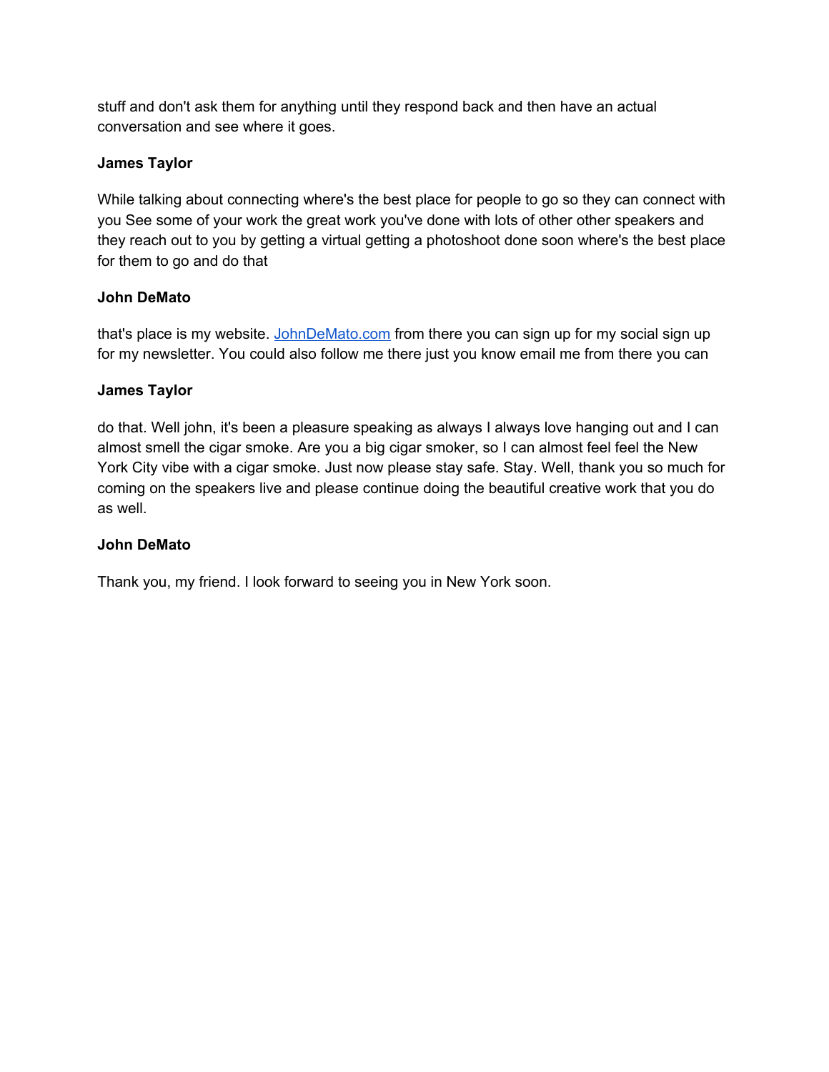stuff and don't ask them for anything until they respond back and then have an actual conversation and see where it goes.

**James Taylor**

While talking about connecting where's the best place for people to go so they can connect with you See some of your work the great work you've done with lots of other other speakers and they reach out to you by getting a virtual getting a photoshoot done soon where's the best place for them to go and do that

**John DeMato**

that's place is my website. [JohnDeMato.com](http://JohnDeMato.com) from there you can sign up for my social sign up for my newsletter. You could also follow me there just you know email me from there you can

**James Taylor**

do that. Well john, it's been a pleasure speaking as always I always love hanging out and I can almost smell the cigar smoke. Are you a big cigar smoker, so I can almost feel feel the New York City vibe with a cigar smoke. Just now please stay safe. Stay. Well, thank you so much for coming on the speakers live and please continue doing the beautiful creative work that you do as well.

**John DeMato**

Thank you, my friend. I look forward to seeing you in New York soon.